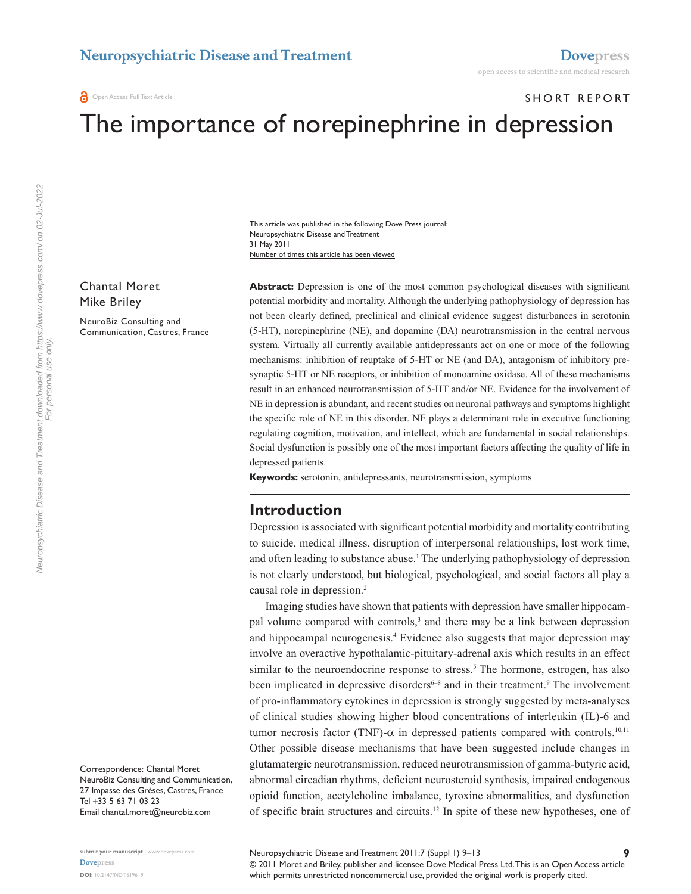Open Access Full Text Article

SHORT REPORT

# The importance of norepinephrine in depression

This article was published in the following Dove Press journal:
Neuropsychiatric Disease and Treatment
31 May 2011
Number of times this article has been viewed

Chantal Moret
Mike Briley

NeuroBiz Consulting and Communication, Castres, France

**Abstract:** Depression is one of the most common psychological diseases with significant potential morbidity and mortality. Although the underlying pathophysiology of depression has not been clearly defined, preclinical and clinical evidence suggest disturbances in serotonin (5-HT), norepinephrine (NE), and dopamine (DA) neurotransmission in the central nervous system. Virtually all currently available antidepressants act on one or more of the following mechanisms: inhibition of reuptake of 5-HT or NE (and DA), antagonism of inhibitory presynaptic 5-HT or NE receptors, or inhibition of monoamine oxidase. All of these mechanisms result in an enhanced neurotransmission of 5-HT and/or NE. Evidence for the involvement of NE in depression is abundant, and recent studies on neuronal pathways and symptoms highlight the specific role of NE in this disorder. NE plays a determinant role in executive functioning regulating cognition, motivation, and intellect, which are fundamental in social relationships. Social dysfunction is possibly one of the most important factors affecting the quality of life in depressed patients.

**Keywords:** serotonin, antidepressants, neurotransmission, symptoms

## Introduction

Depression is associated with significant potential morbidity and mortality contributing to suicide, medical illness, disruption of interpersonal relationships, lost work time, and often leading to substance abuse.[1] The underlying pathophysiology of depression is not clearly understood, but biological, psychological, and social factors all play a causal role in depression.[2]

Imaging studies have shown that patients with depression have smaller hippocampal volume compared with controls,[3] and there may be a link between depression and hippocampal neurogenesis.[4] Evidence also suggests that major depression may involve an overactive hypothalamic-pituitary-adrenal axis which results in an effect similar to the neuroendocrine response to stress.[5] The hormone, estrogen, has also been implicated in depressive disorders[6–8] and in their treatment.[9] The involvement of pro-inflammatory cytokines in depression is strongly suggested by meta-analyses of clinical studies showing higher blood concentrations of interleukin (IL)-6 and tumor necrosis factor (TNF)-$\alpha$ in depressed patients compared with controls.[10,11] Other possible disease mechanisms that have been suggested include changes in glutamatergic neurotransmission, reduced neurotransmission of gamma-butyric acid, abnormal circadian rhythms, deficient neurosteroid synthesis, impaired endogenous opioid function, acetylcholine imbalance, tyroxine abnormalities, and dysfunction of specific brain structures and circuits.[12] In spite of these new hypotheses, one of

Correspondence: Chantal Moret
NeuroBiz Consulting and Communication, 27 Impasse des Grèses, Castres, France
Tel +33 5 63 71 03 23
Email chantal.moret@neurobiz.com

DOI: 10.2147/NDT.S19619

© 2011 Moret and Briley, publisher and licensee Dove Medical Press Ltd. This is an Open Access article which permits unrestricted noncommercial use, provided the original work is properly cited.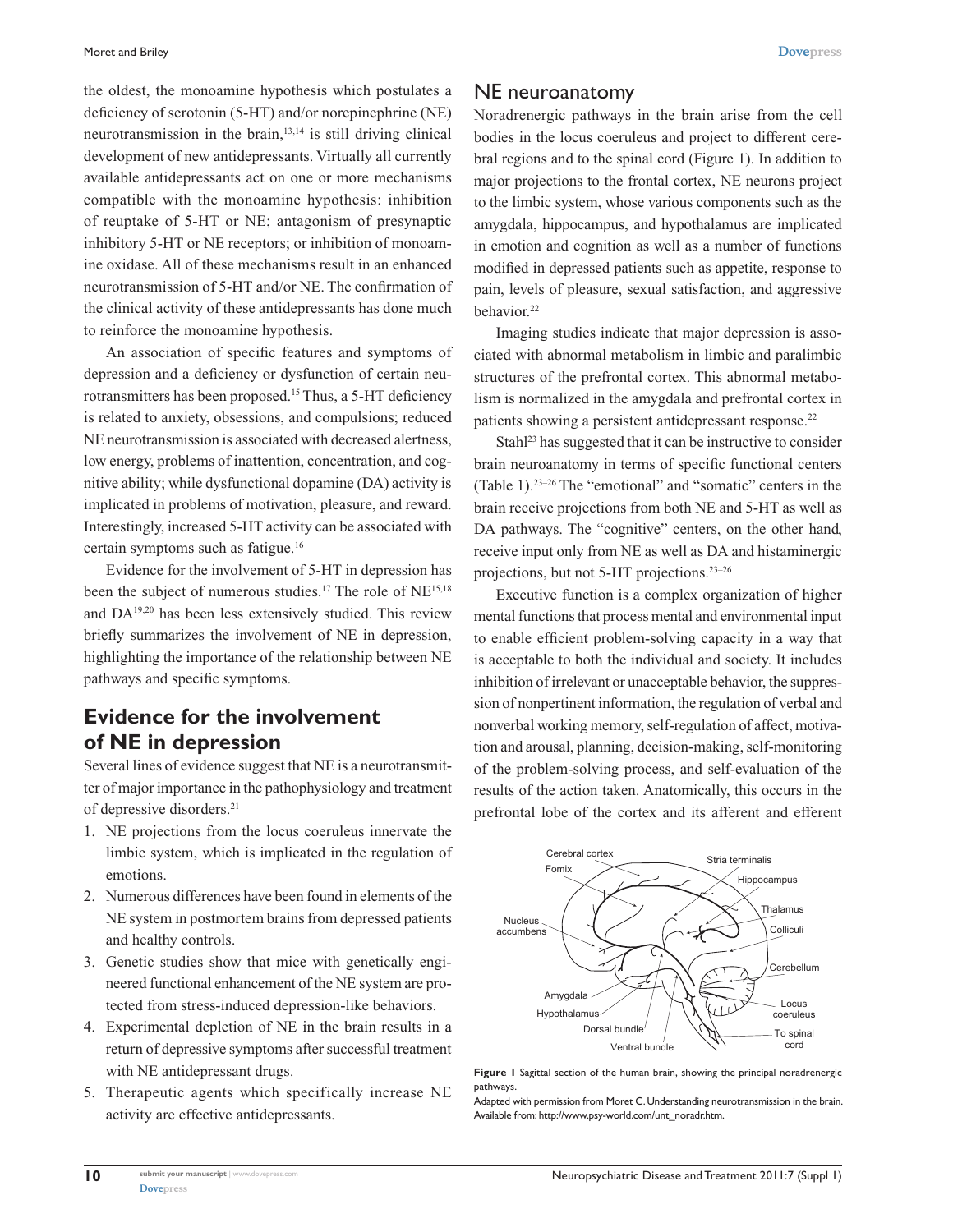the oldest, the monoamine hypothesis which postulates a deficiency of serotonin (5-HT) and/or norepinephrine (NE) neurotransmission in the brain,[13,14] is still driving clinical development of new antidepressants. Virtually all currently available antidepressants act on one or more mechanisms compatible with the monoamine hypothesis: inhibition of reuptake of 5-HT or NE; antagonism of presynaptic inhibitory 5-HT or NE receptors; or inhibition of monoamine oxidase. All of these mechanisms result in an enhanced neurotransmission of 5-HT and/or NE. The confirmation of the clinical activity of these antidepressants has done much to reinforce the monoamine hypothesis.

An association of specific features and symptoms of depression and a deficiency or dysfunction of certain neurotransmitters has been proposed.[15] Thus, a 5-HT deficiency is related to anxiety, obsessions, and compulsions; reduced NE neurotransmission is associated with decreased alertness, low energy, problems of inattention, concentration, and cognitive ability; while dysfunctional dopamine (DA) activity is implicated in problems of motivation, pleasure, and reward. Interestingly, increased 5-HT activity can be associated with certain symptoms such as fatigue.[16]

Evidence for the involvement of 5-HT in depression has been the subject of numerous studies.[17] The role of NE[15,18] and DA[19,20] has been less extensively studied. This review briefly summarizes the involvement of NE in depression, highlighting the importance of the relationship between NE pathways and specific symptoms.

## Evidence for the involvement of NE in depression

Several lines of evidence suggest that NE is a neurotransmitter of major importance in the pathophysiology and treatment of depressive disorders.[21]

1. NE projections from the locus coeruleus innervate the limbic system, which is implicated in the regulation of emotions.
2. Numerous differences have been found in elements of the NE system in postmortem brains from depressed patients and healthy controls.
3. Genetic studies show that mice with genetically engineered functional enhancement of the NE system are protected from stress-induced depression-like behaviors.
4. Experimental depletion of NE in the brain results in a return of depressive symptoms after successful treatment with NE antidepressant drugs.
5. Therapeutic agents which specifically increase NE activity are effective antidepressants.

## NE neuroanatomy

Noradrenergic pathways in the brain arise from the cell bodies in the locus coeruleus and project to different cerebral regions and to the spinal cord (Figure 1). In addition to major projections to the frontal cortex, NE neurons project to the limbic system, whose various components such as the amygdala, hippocampus, and hypothalamus are implicated in emotion and cognition as well as a number of functions modified in depressed patients such as appetite, response to pain, levels of pleasure, sexual satisfaction, and aggressive behavior.[22]

Imaging studies indicate that major depression is associated with abnormal metabolism in limbic and paralimbic structures of the prefrontal cortex. This abnormal metabolism is normalized in the amygdala and prefrontal cortex in patients showing a persistent antidepressant response.[22]

Stahl[23] has suggested that it can be instructive to consider brain neuroanatomy in terms of specific functional centers (Table 1).[23–26] The "emotional" and "somatic" centers in the brain receive projections from both NE and 5-HT as well as DA pathways. The "cognitive" centers, on the other hand, receive input only from NE as well as DA and histaminergic projections, but not 5-HT projections.[23–26]

Executive function is a complex organization of higher mental functions that process mental and environmental input to enable efficient problem-solving capacity in a way that is acceptable to both the individual and society. It includes inhibition of irrelevant or unacceptable behavior, the suppression of nonpertinent information, the regulation of verbal and nonverbal working memory, self-regulation of affect, motivation and arousal, planning, decision-making, self-monitoring of the problem-solving process, and self-evaluation of the results of the action taken. Anatomically, this occurs in the prefrontal lobe of the cortex and its afferent and efferent

**Figure 1** Sagittal section of the human brain, showing the principal noradrenergic pathways.

Adapted with permission from Moret C. Understanding neurotransmission in the brain. Available from: http://www.psy-world.com/unt_noradr.htm.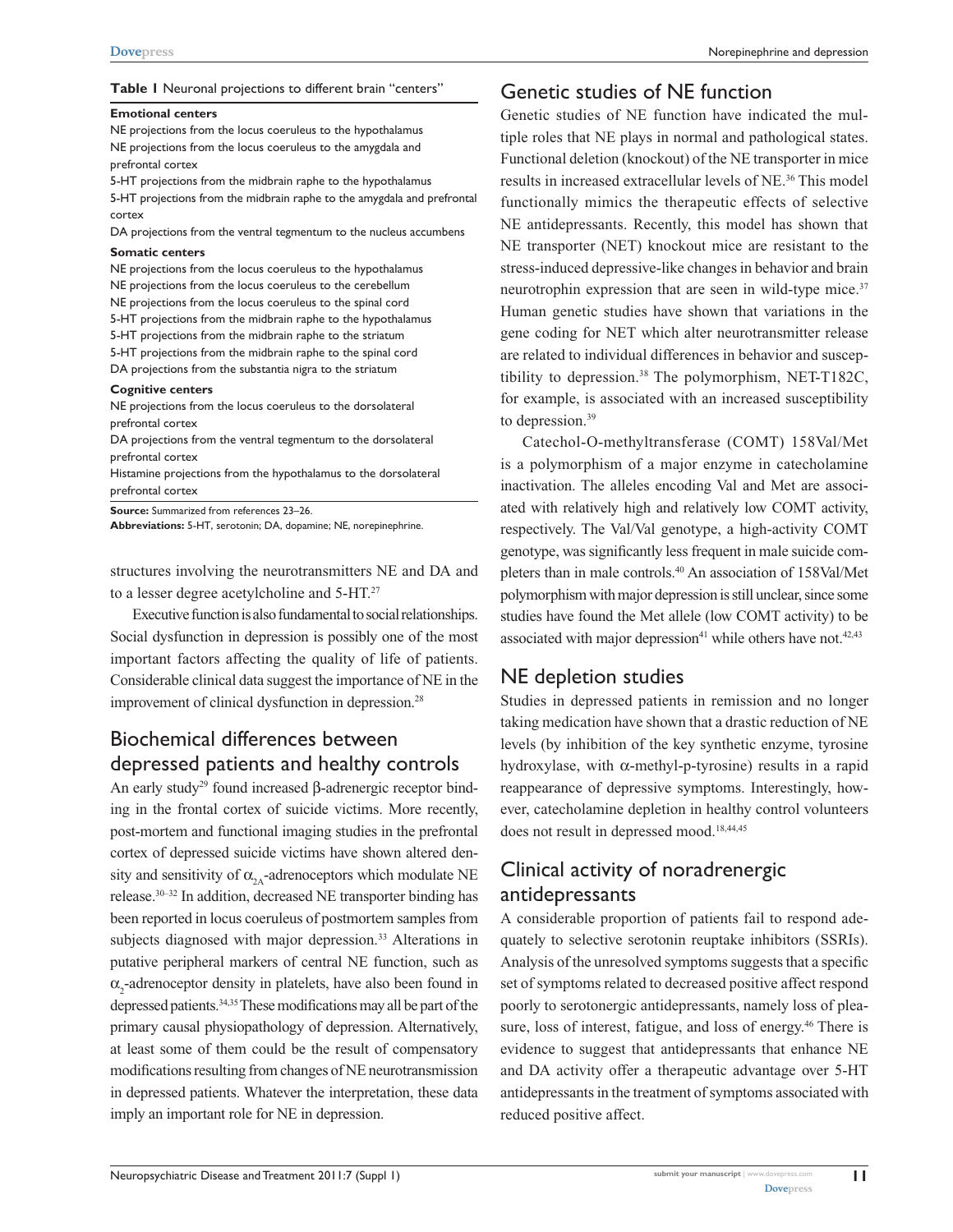**Table 1** Neuronal projections to different brain "centers"

| |
|---|
| **Emotional centers** |
| NE projections from the locus coeruleus to the hypothalamus |
| NE projections from the locus coeruleus to the amygdala and prefrontal cortex |
| 5-HT projections from the midbrain raphe to the hypothalamus |
| 5-HT projections from the midbrain raphe to the amygdala and prefrontal cortex |
| DA projections from the ventral tegmentum to the nucleus accumbens |
| **Somatic centers** |
| NE projections from the locus coeruleus to the hypothalamus |
| NE projections from the locus coeruleus to the cerebellum |
| NE projections from the locus coeruleus to the spinal cord |
| 5-HT projections from the midbrain raphe to the hypothalamus |
| 5-HT projections from the midbrain raphe to the striatum |
| 5-HT projections from the midbrain raphe to the spinal cord |
| DA projections from the substantia nigra to the striatum |
| **Cognitive centers** |
| NE projections from the locus coeruleus to the dorsolateral prefrontal cortex |
| DA projections from the ventral tegmentum to the dorsolateral prefrontal cortex |
| Histamine projections from the hypothalamus to the dorsolateral prefrontal cortex |

**Source:** Summarized from references 23–26.
**Abbreviations:** 5-HT, serotonin; DA, dopamine; NE, norepinephrine.

structures involving the neurotransmitters NE and DA and to a lesser degree acetylcholine and 5-HT.[27]

Executive function is also fundamental to social relationships. Social dysfunction in depression is possibly one of the most important factors affecting the quality of life of patients. Considerable clinical data suggest the importance of NE in the improvement of clinical dysfunction in depression.[28]

## Biochemical differences between depressed patients and healthy controls

An early study[29] found increased β-adrenergic receptor binding in the frontal cortex of suicide victims. More recently, post-mortem and functional imaging studies in the prefrontal cortex of depressed suicide victims have shown altered density and sensitivity of $\alpha_{2A}$-adrenoceptors which modulate NE release.[30–32] In addition, decreased NE transporter binding has been reported in locus coeruleus of postmortem samples from subjects diagnosed with major depression.[33] Alterations in putative peripheral markers of central NE function, such as $\alpha_2$-adrenoceptor density in platelets, have also been found in depressed patients.[34,35] These modifications may all be part of the primary causal physiopathology of depression. Alternatively, at least some of them could be the result of compensatory modifications resulting from changes of NE neurotransmission in depressed patients. Whatever the interpretation, these data imply an important role for NE in depression.

## Genetic studies of NE function

Genetic studies of NE function have indicated the multiple roles that NE plays in normal and pathological states. Functional deletion (knockout) of the NE transporter in mice results in increased extracellular levels of NE.[36] This model functionally mimics the therapeutic effects of selective NE antidepressants. Recently, this model has shown that NE transporter (NET) knockout mice are resistant to the stress-induced depressive-like changes in behavior and brain neurotrophin expression that are seen in wild-type mice.[37] Human genetic studies have shown that variations in the gene coding for NET which alter neurotransmitter release are related to individual differences in behavior and susceptibility to depression.[38] The polymorphism, NET-T182C, for example, is associated with an increased susceptibility to depression.[39]

Catechol-O-methyltransferase (COMT) 158Val/Met is a polymorphism of a major enzyme in catecholamine inactivation. The alleles encoding Val and Met are associated with relatively high and relatively low COMT activity, respectively. The Val/Val genotype, a high-activity COMT genotype, was significantly less frequent in male suicide completers than in male controls.[40] An association of 158Val/Met polymorphism with major depression is still unclear, since some studies have found the Met allele (low COMT activity) to be associated with major depression[41] while others have not.[42,43]

## NE depletion studies

Studies in depressed patients in remission and no longer taking medication have shown that a drastic reduction of NE levels (by inhibition of the key synthetic enzyme, tyrosine hydroxylase, with α-methyl-p-tyrosine) results in a rapid reappearance of depressive symptoms. Interestingly, however, catecholamine depletion in healthy control volunteers does not result in depressed mood.[18,44,45]

## Clinical activity of noradrenergic antidepressants

A considerable proportion of patients fail to respond adequately to selective serotonin reuptake inhibitors (SSRIs). Analysis of the unresolved symptoms suggests that a specific set of symptoms related to decreased positive affect respond poorly to serotonergic antidepressants, namely loss of pleasure, loss of interest, fatigue, and loss of energy.[46] There is evidence to suggest that antidepressants that enhance NE and DA activity offer a therapeutic advantage over 5-HT antidepressants in the treatment of symptoms associated with reduced positive affect.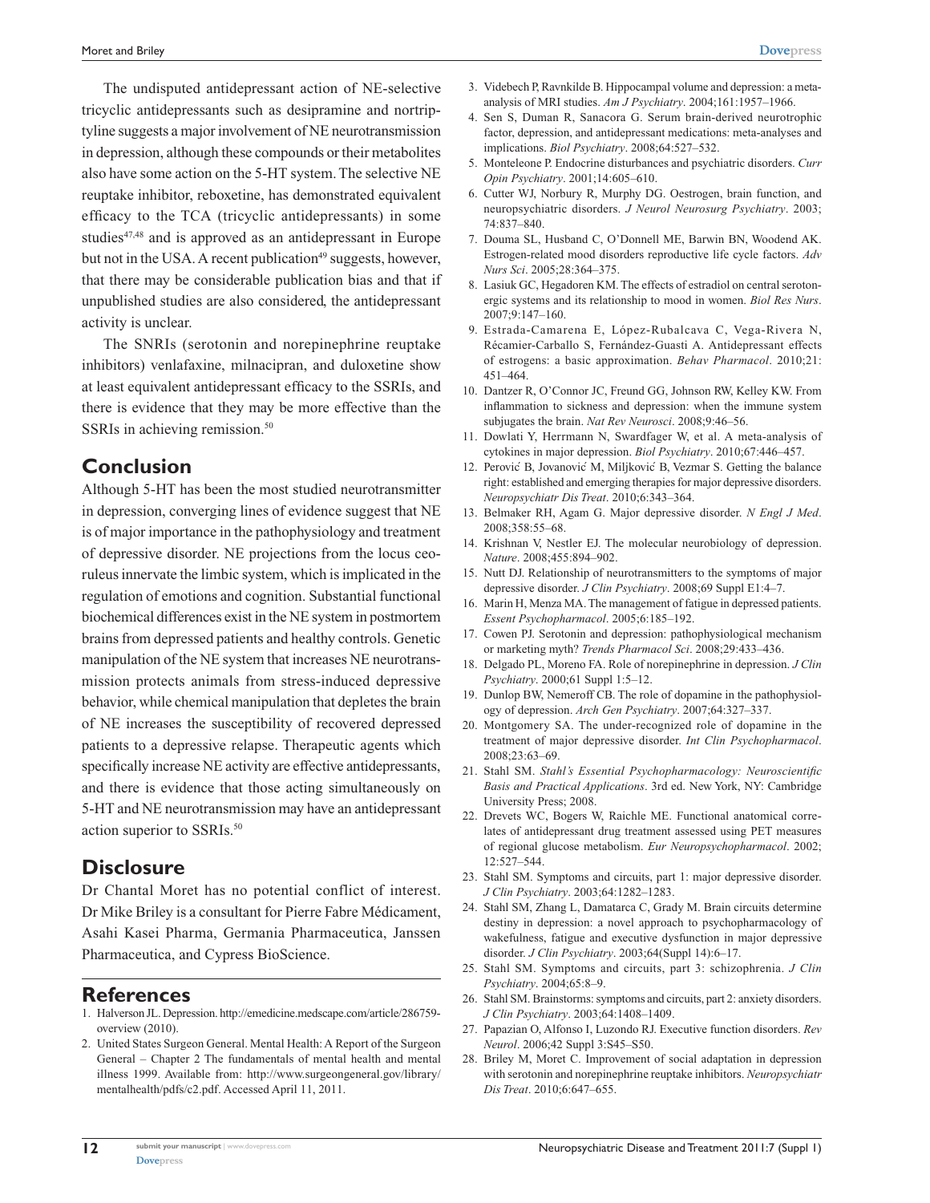The undisputed antidepressant action of NE-selective tricyclic antidepressants such as desipramine and nortriptyline suggests a major involvement of NE neurotransmission in depression, although these compounds or their metabolites also have some action on the 5-HT system. The selective NE reuptake inhibitor, reboxetine, has demonstrated equivalent efficacy to the TCA (tricyclic antidepressants) in some studies[47,48] and is approved as an antidepressant in Europe but not in the USA. A recent publication[49] suggests, however, that there may be considerable publication bias and that if unpublished studies are also considered, the antidepressant activity is unclear.

The SNRIs (serotonin and norepinephrine reuptake inhibitors) venlafaxine, milnacipran, and duloxetine show at least equivalent antidepressant efficacy to the SSRIs, and there is evidence that they may be more effective than the SSRIs in achieving remission.[50]

## Conclusion

Although 5-HT has been the most studied neurotransmitter in depression, converging lines of evidence suggest that NE is of major importance in the pathophysiology and treatment of depressive disorder. NE projections from the locus ceoruleus innervate the limbic system, which is implicated in the regulation of emotions and cognition. Substantial functional biochemical differences exist in the NE system in postmortem brains from depressed patients and healthy controls. Genetic manipulation of the NE system that increases NE neurotransmission protects animals from stress-induced depressive behavior, while chemical manipulation that depletes the brain of NE increases the susceptibility of recovered depressed patients to a depressive relapse. Therapeutic agents which specifically increase NE activity are effective antidepressants, and there is evidence that those acting simultaneously on 5-HT and NE neurotransmission may have an antidepressant action superior to SSRIs.[50]

## Disclosure

Dr Chantal Moret has no potential conflict of interest. Dr Mike Briley is a consultant for Pierre Fabre Médicament, Asahi Kasei Pharma, Germania Pharmaceutica, Janssen Pharmaceutica, and Cypress BioScience.

## References

1. Halverson JL. Depression. http://emedicine.medscape.com/article/286759-overview (2010).
2. United States Surgeon General. Mental Health: A Report of the Surgeon General – Chapter 2 The fundamentals of mental health and mental illness 1999. Available from: http://www.surgeongeneral.gov/library/mentalhealth/pdfs/c2.pdf. Accessed April 11, 2011.
3. Videbech P, Ravnkilde B. Hippocampal volume and depression: a meta-analysis of MRI studies. *Am J Psychiatry*. 2004;161:1957–1966.
4. Sen S, Duman R, Sanacora G. Serum brain-derived neurotrophic factor, depression, and antidepressant medications: meta-analyses and implications. *Biol Psychiatry*. 2008;64:527–532.
5. Monteleone P. Endocrine disturbances and psychiatric disorders. *Curr Opin Psychiatry*. 2001;14:605–610.
6. Cutter WJ, Norbury R, Murphy DG. Oestrogen, brain function, and neuropsychiatric disorders. *J Neurol Neurosurg Psychiatry*. 2003; 74:837–840.
7. Douma SL, Husband C, O'Donnell ME, Barwin BN, Woodend AK. Estrogen-related mood disorders reproductive life cycle factors. *Adv Nurs Sci*. 2005;28:364–375.
8. Lasiuk GC, Hegadoren KM. The effects of estradiol on central serotonergic systems and its relationship to mood in women. *Biol Res Nurs*. 2007;9:147–160.
9. Estrada-Camarena E, López-Rubalcava C, Vega-Rivera N, Récamier-Carballo S, Fernández-Guasti A. Antidepressant effects of estrogens: a basic approximation. *Behav Pharmacol*. 2010;21: 451–464.
10. Dantzer R, O'Connor JC, Freund GG, Johnson RW, Kelley KW. From inflammation to sickness and depression: when the immune system subjugates the brain. *Nat Rev Neurosci*. 2008;9:46–56.
11. Dowlati Y, Herrmann N, Swardfager W, et al. A meta-analysis of cytokines in major depression. *Biol Psychiatry*. 2010;67:446–457.
12. Perović B, Jovanović M, Miljković B, Vezmar S. Getting the balance right: established and emerging therapies for major depressive disorders. *Neuropsychiatr Dis Treat*. 2010;6:343–364.
13. Belmaker RH, Agam G. Major depressive disorder. *N Engl J Med*. 2008;358:55–68.
14. Krishnan V, Nestler EJ. The molecular neurobiology of depression. *Nature*. 2008;455:894–902.
15. Nutt DJ. Relationship of neurotransmitters to the symptoms of major depressive disorder. *J Clin Psychiatry*. 2008;69 Suppl E1:4–7.
16. Marin H, Menza MA. The management of fatigue in depressed patients. *Essent Psychopharmacol*. 2005;6:185–192.
17. Cowen PJ. Serotonin and depression: pathophysiological mechanism or marketing myth? *Trends Pharmacol Sci*. 2008;29:433–436.
18. Delgado PL, Moreno FA. Role of norepinephrine in depression. *J Clin Psychiatry*. 2000;61 Suppl 1:5–12.
19. Dunlop BW, Nemeroff CB. The role of dopamine in the pathophysiology of depression. *Arch Gen Psychiatry*. 2007;64:327–337.
20. Montgomery SA. The under-recognized role of dopamine in the treatment of major depressive disorder. *Int Clin Psychopharmacol*. 2008;23:63–69.
21. Stahl SM. *Stahl's Essential Psychopharmacology: Neuroscientific Basis and Practical Applications*. 3rd ed. New York, NY: Cambridge University Press; 2008.
22. Drevets WC, Bogers W, Raichle ME. Functional anatomical correlates of antidepressant drug treatment assessed using PET measures of regional glucose metabolism. *Eur Neuropsychopharmacol*. 2002; 12:527–544.
23. Stahl SM. Symptoms and circuits, part 1: major depressive disorder. *J Clin Psychiatry*. 2003;64:1282–1283.
24. Stahl SM, Zhang L, Damatarca C, Grady M. Brain circuits determine destiny in depression: a novel approach to psychopharmacology of wakefulness, fatigue and executive dysfunction in major depressive disorder. *J Clin Psychiatry*. 2003;64(Suppl 14):6–17.
25. Stahl SM. Symptoms and circuits, part 3: schizophrenia. *J Clin Psychiatry*. 2004;65:8–9.
26. Stahl SM. Brainstorms: symptoms and circuits, part 2: anxiety disorders. *J Clin Psychiatry*. 2003;64:1408–1409.
27. Papazian O, Alfonso I, Luzondo RJ. Executive function disorders. *Rev Neurol*. 2006;42 Suppl 3:S45–S50.
28. Briley M, Moret C. Improvement of social adaptation in depression with serotonin and norepinephrine reuptake inhibitors. *Neuropsychiatr Dis Treat*. 2010;6:647–655.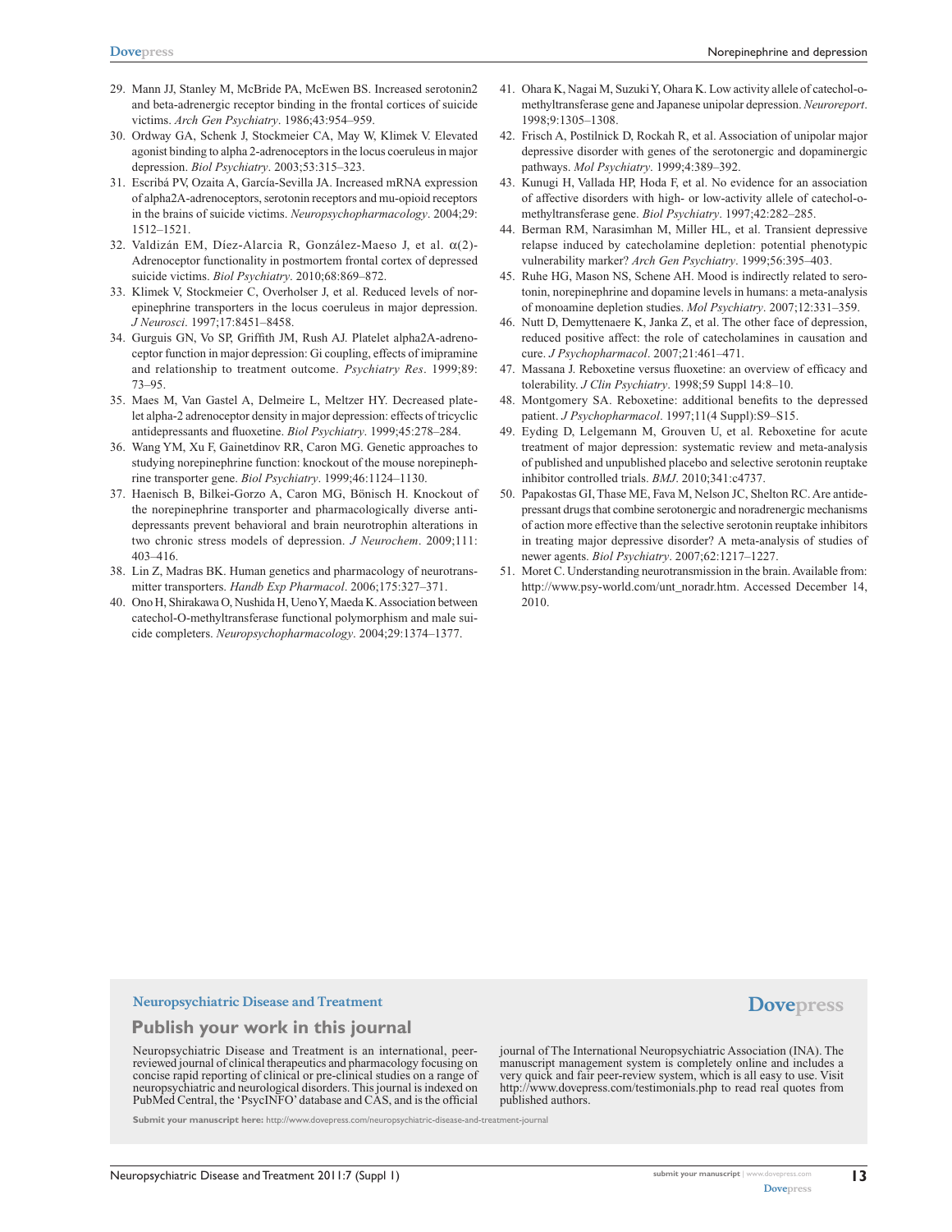29. Mann JJ, Stanley M, McBride PA, McEwen BS. Increased serotonin2 and beta-adrenergic receptor binding in the frontal cortices of suicide victims. *Arch Gen Psychiatry*. 1986;43:954–959.
30. Ordway GA, Schenk J, Stockmeier CA, May W, Klimek V. Elevated agonist binding to alpha 2-adrenoceptors in the locus coeruleus in major depression. *Biol Psychiatry*. 2003;53:315–323.
31. Escribá PV, Ozaita A, García-Sevilla JA. Increased mRNA expression of alpha2A-adrenoceptors, serotonin receptors and mu-opioid receptors in the brains of suicide victims. *Neuropsychopharmacology*. 2004;29:1512–1521.
32. Valdizán EM, Díez-Alarcia R, González-Maeso J, et al. $\alpha(2)$-Adrenoceptor functionality in postmortem frontal cortex of depressed suicide victims. *Biol Psychiatry*. 2010;68:869–872.
33. Klimek V, Stockmeier C, Overholser J, et al. Reduced levels of norepinephrine transporters in the locus coeruleus in major depression. *J Neurosci*. 1997;17:8451–8458.
34. Gurguis GN, Vo SP, Griffith JM, Rush AJ. Platelet alpha2A-adrenoceptor function in major depression: Gi coupling, effects of imipramine and relationship to treatment outcome. *Psychiatry Res*. 1999;89:73–95.
35. Maes M, Van Gastel A, Delmeire L, Meltzer HY. Decreased platelet alpha-2 adrenoceptor density in major depression: effects of tricyclic antidepressants and fluoxetine. *Biol Psychiatry*. 1999;45:278–284.
36. Wang YM, Xu F, Gainetdinov RR, Caron MG. Genetic approaches to studying norepinephrine function: knockout of the mouse norepinephrine transporter gene. *Biol Psychiatry*. 1999;46:1124–1130.
37. Haenisch B, Bilkei-Gorzo A, Caron MG, Bönisch H. Knockout of the norepinephrine transporter and pharmacologically diverse antidepressants prevent behavioral and brain neurotrophin alterations in two chronic stress models of depression. *J Neurochem*. 2009;111:403–416.
38. Lin Z, Madras BK. Human genetics and pharmacology of neurotransmitter transporters. *Handb Exp Pharmacol*. 2006;175:327–371.
40. Ono H, Shirakawa O, Nushida H, Ueno Y, Maeda K. Association between catechol-O-methyltransferase functional polymorphism and male suicide completers. *Neuropsychopharmacology*. 2004;29:1374–1377.
41. Ohara K, Nagai M, Suzuki Y, Ohara K. Low activity allele of catechol-o-methyltransferase gene and Japanese unipolar depression. *Neuroreport*. 1998;9:1305–1308.
42. Frisch A, Postilnick D, Rockah R, et al. Association of unipolar major depressive disorder with genes of the serotonergic and dopaminergic pathways. *Mol Psychiatry*. 1999;4:389–392.
43. Kunugi H, Vallada HP, Hoda F, et al. No evidence for an association of affective disorders with high- or low-activity allele of catechol-o-methyltransferase gene. *Biol Psychiatry*. 1997;42:282–285.
44. Berman RM, Narasimhan M, Miller HL, et al. Transient depressive relapse induced by catecholamine depletion: potential phenotypic vulnerability marker? *Arch Gen Psychiatry*. 1999;56:395–403.
45. Ruhe HG, Mason NS, Schene AH. Mood is indirectly related to serotonin, norepinephrine and dopamine levels in humans: a meta-analysis of monoamine depletion studies. *Mol Psychiatry*. 2007;12:331–359.
46. Nutt D, Demyttenaere K, Janka Z, et al. The other face of depression, reduced positive affect: the role of catecholamines in causation and cure. *J Psychopharmacol*. 2007;21:461–471.
47. Massana J. Reboxetine versus fluoxetine: an overview of efficacy and tolerability. *J Clin Psychiatry*. 1998;59 Suppl 14:8–10.
48. Montgomery SA. Reboxetine: additional benefits to the depressed patient. *J Psychopharmacol*. 1997;11(4 Suppl):S9–S15.
49. Eyding D, Lelgemann M, Grouven U, et al. Reboxetine for acute treatment of major depression: systematic review and meta-analysis of published and unpublished placebo and selective serotonin reuptake inhibitor controlled trials. *BMJ*. 2010;341:c4737.
50. Papakostas GI, Thase ME, Fava M, Nelson JC, Shelton RC. Are antidepressant drugs that combine serotonergic and noradrenergic mechanisms of action more effective than the selective serotonin reuptake inhibitors in treating major depressive disorder? A meta-analysis of studies of newer agents. *Biol Psychiatry*. 2007;62:1217–1227.
51. Moret C. Understanding neurotransmission in the brain. Available from: http://www.psy-world.com/unt_noradr.htm. Accessed December 14, 2010.

**Neuropsychiatric Disease and Treatment**

**Dovepress**

## Publish your work in this journal

Neuropsychiatric Disease and Treatment is an international, peer-reviewed journal of clinical therapeutics and pharmacology focusing on concise rapid reporting of clinical or pre-clinical studies on a range of neuropsychiatric and neurological disorders. This journal is indexed on PubMed Central, the 'PsycINFO' database and CAS, and is the official journal of The International Neuropsychiatric Association (INA). The manuscript management system is completely online and includes a very quick and fair peer-review system, which is all easy to use. Visit http://www.dovepress.com/testimonials.php to read real quotes from published authors.

**Submit your manuscript here:** http://www.dovepress.com/neuropsychiatric-disease-and-treatment-journal